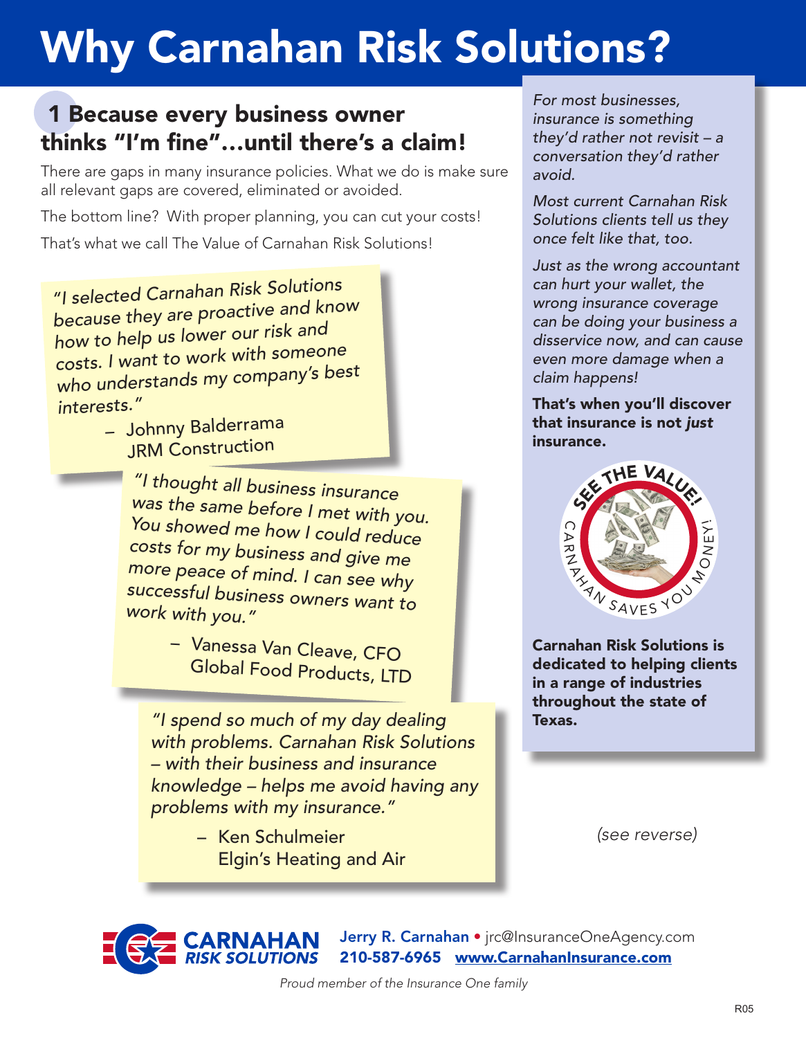# Why Carnahan Risk Solutions?

## 1 Because every business owner thinks "I'm fine"...until there's a claim!

There are gaps in many insurance policies. What we do is make sure all relevant gaps are covered, eliminated or avoided.

The bottom line? With proper planning, you can cut your costs!

That's what we call The Value of Carnahan Risk Solutions!

*"I selected Carnahan Risk Solutions because they are proactive and know how to help us lower our risk and costs. I want to work with someone who understands my company's best interests."*

– Johnny Balderrama
JRM Construction

*"I thought all business insurance was the same before I met with you. You showed me how I could reduce costs for my business and give me more peace of mind. I can see why successful business owners want to work with you."*

– Vanessa Van Cleave, CFO
Global Food Products, LTD

*"I spend so much of my day dealing with problems. Carnahan Risk Solutions – with their business and insurance knowledge – helps me avoid having any problems with my insurance."*

– Ken Schulmeier
Elgin's Heating and Air

*For most businesses, insurance is something they'd rather not revisit – a conversation they'd rather avoid.*

*Most current Carnahan Risk Solutions clients tell us they once felt like that, too.*

*Just as the wrong accountant can hurt your wallet, the wrong insurance coverage can be doing your business a disservice now, and can cause even more damage when a claim happens!*

**That's when you'll discover that insurance is not *just* insurance.**

SEE THE VALUE! CARNAHAN SAVES YOU MONEY!

**Carnahan Risk Solutions is dedicated to helping clients in a range of industries throughout the state of Texas.**

*(see reverse)*

CARNAHAN RISK SOLUTIONS

**Jerry R. Carnahan** • jrc@InsuranceOneAgency.com
**210-587-6965** **www.CarnahanInsurance.com**

*Proud member of the Insurance One family*

R05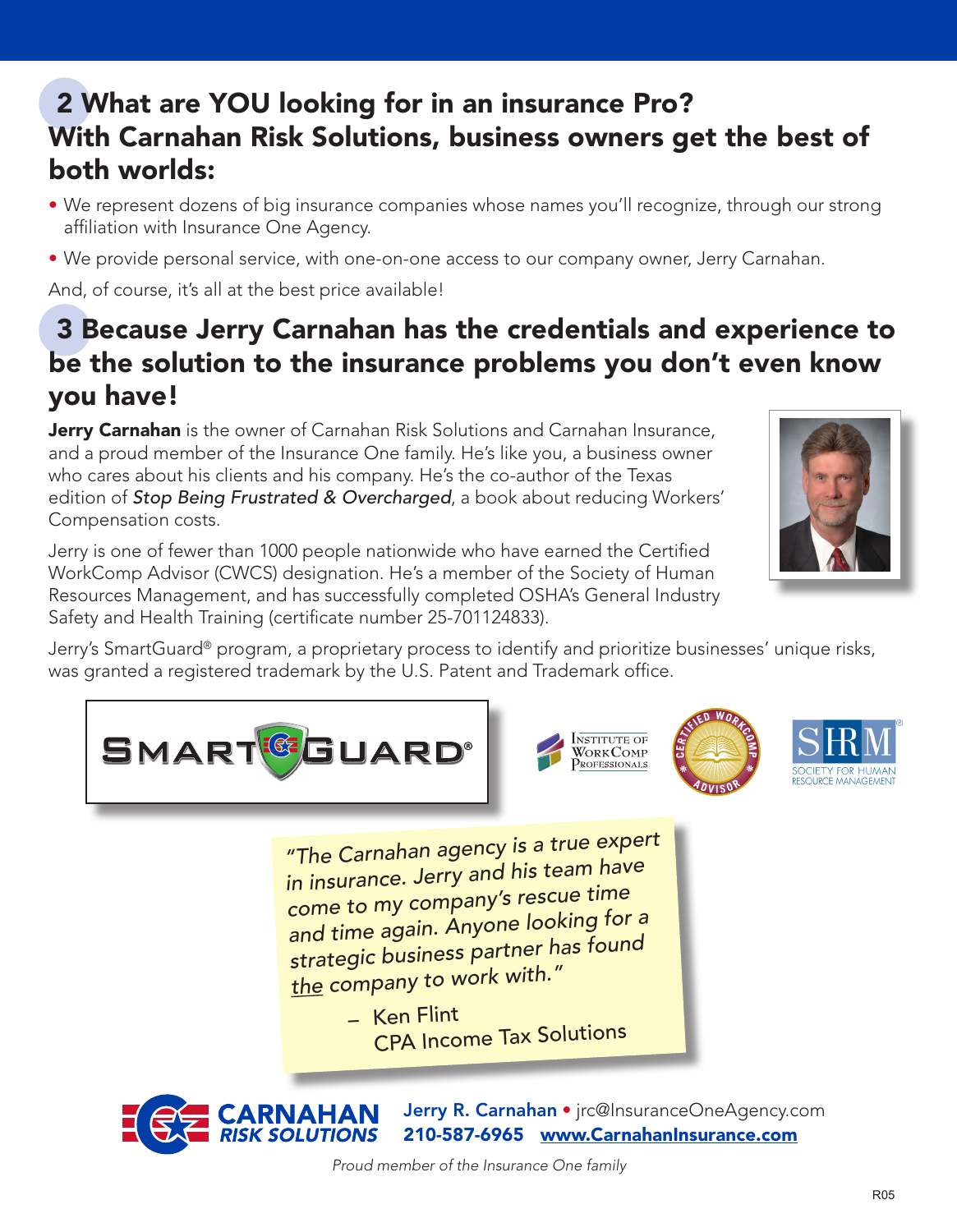## 2 What are YOU looking for in an insurance Pro? With Carnahan Risk Solutions, business owners get the best of both worlds:

- We represent dozens of big insurance companies whose names you'll recognize, through our strong affiliation with Insurance One Agency.
- We provide personal service, with one-on-one access to our company owner, Jerry Carnahan.

And, of course, it's all at the best price available!

## 3 Because Jerry Carnahan has the credentials and experience to be the solution to the insurance problems you don't even know you have!

**Jerry Carnahan** is the owner of Carnahan Risk Solutions and Carnahan Insurance, and a proud member of the Insurance One family. He's like you, a business owner who cares about his clients and his company. He's the co-author of the Texas edition of *Stop Being Frustrated & Overcharged*, a book about reducing Workers' Compensation costs.

Jerry is one of fewer than 1000 people nationwide who have earned the Certified WorkComp Advisor (CWCS) designation. He's a member of the Society of Human Resources Management, and has successfully completed OSHA's General Industry Safety and Health Training (certificate number 25-701124833).

Jerry's SmartGuard® program, a proprietary process to identify and prioritize businesses' unique risks, was granted a registered trademark by the U.S. Patent and Trademark office.

SMARTGUARD®

Institute of WorkComp Professionals

Certified WorkComp Advisor

SHRM Society for Human Resource Management

*"The Carnahan agency is a true expert in insurance. Jerry and his team have come to my company's rescue time and time again. Anyone looking for a strategic business partner has found the company to work with."*

– Ken Flint
CPA Income Tax Solutions

CARNAHAN RISK SOLUTIONS

**Jerry R. Carnahan** • jrc@InsuranceOneAgency.com
**210-587-6965** **www.CarnahanInsurance.com**

*Proud member of the Insurance One family*

R05